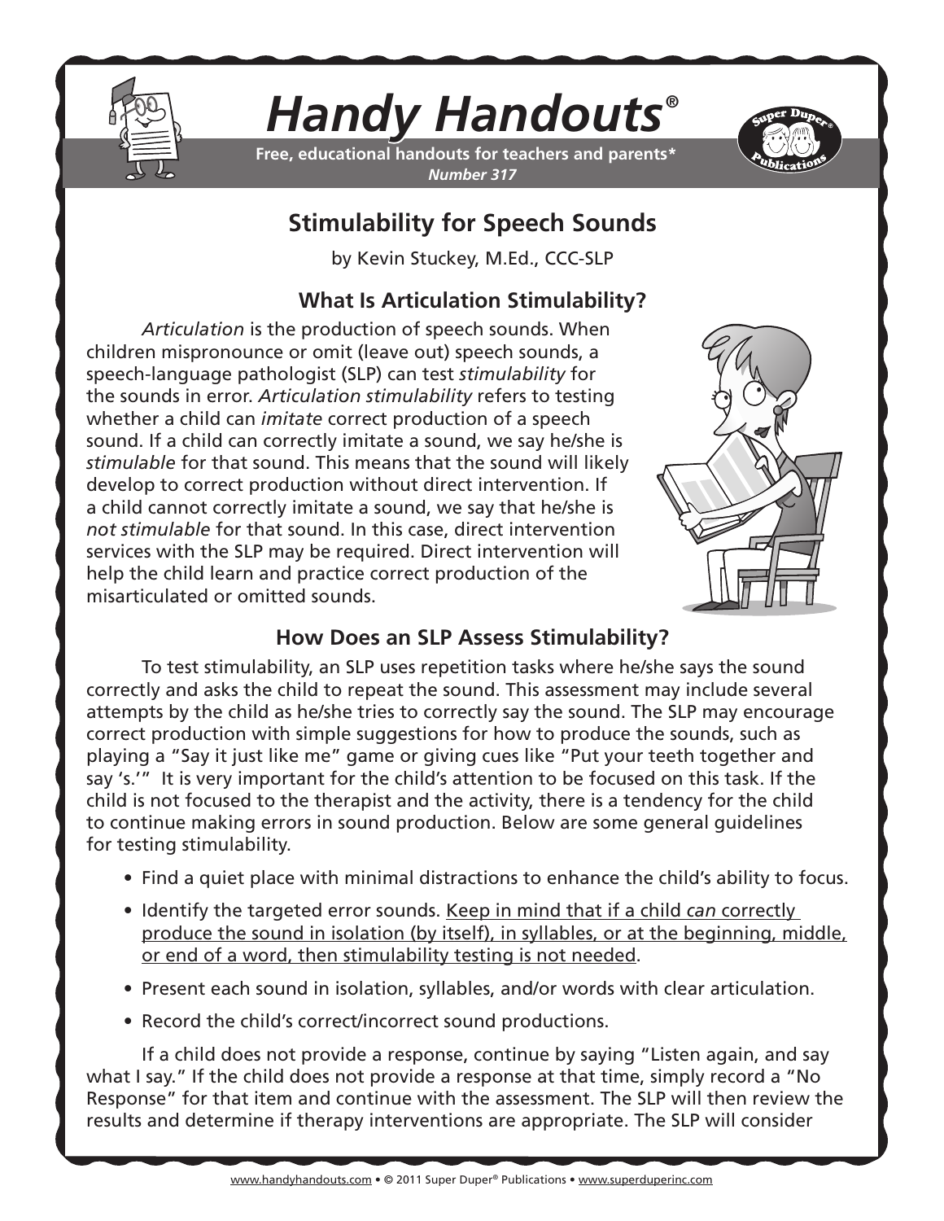# Handy Handouts®

**Free, educational handouts for teachers and parents***
***Number 317***

## Stimulability for Speech Sounds

by Kevin Stuckey, M.Ed., CCC-SLP

### What Is Articulation Stimulability?

*Articulation* is the production of speech sounds. When children mispronounce or omit (leave out) speech sounds, a speech-language pathologist (SLP) can test *stimulability* for the sounds in error. *Articulation stimulability* refers to testing whether a child can *imitate* correct production of a speech sound. If a child can correctly imitate a sound, we say he/she is *stimulable* for that sound. This means that the sound will likely develop to correct production without direct intervention. If a child cannot correctly imitate a sound, we say that he/she is *not stimulable* for that sound. In this case, direct intervention services with the SLP may be required. Direct intervention will help the child learn and practice correct production of the misarticulated or omitted sounds.

### How Does an SLP Assess Stimulability?

To test stimulability, an SLP uses repetition tasks where he/she says the sound correctly and asks the child to repeat the sound. This assessment may include several attempts by the child as he/she tries to correctly say the sound. The SLP may encourage correct production with simple suggestions for how to produce the sounds, such as playing a "Say it just like me" game or giving cues like "Put your teeth together and say 's.'" It is very important for the child's attention to be focused on this task. If the child is not focused to the therapist and the activity, there is a tendency for the child to continue making errors in sound production. Below are some general guidelines for testing stimulability.

- Find a quiet place with minimal distractions to enhance the child's ability to focus.
- Identify the targeted error sounds. <u>Keep in mind that if a child *can* correctly produce the sound in isolation (by itself), in syllables, or at the beginning, middle, or end of a word, then stimulability testing is not needed</u>.
- Present each sound in isolation, syllables, and/or words with clear articulation.
- Record the child's correct/incorrect sound productions.

If a child does not provide a response, continue by saying "Listen again, and say what I say." If the child does not provide a response at that time, simply record a "No Response" for that item and continue with the assessment. The SLP will then review the results and determine if therapy interventions are appropriate. The SLP will consider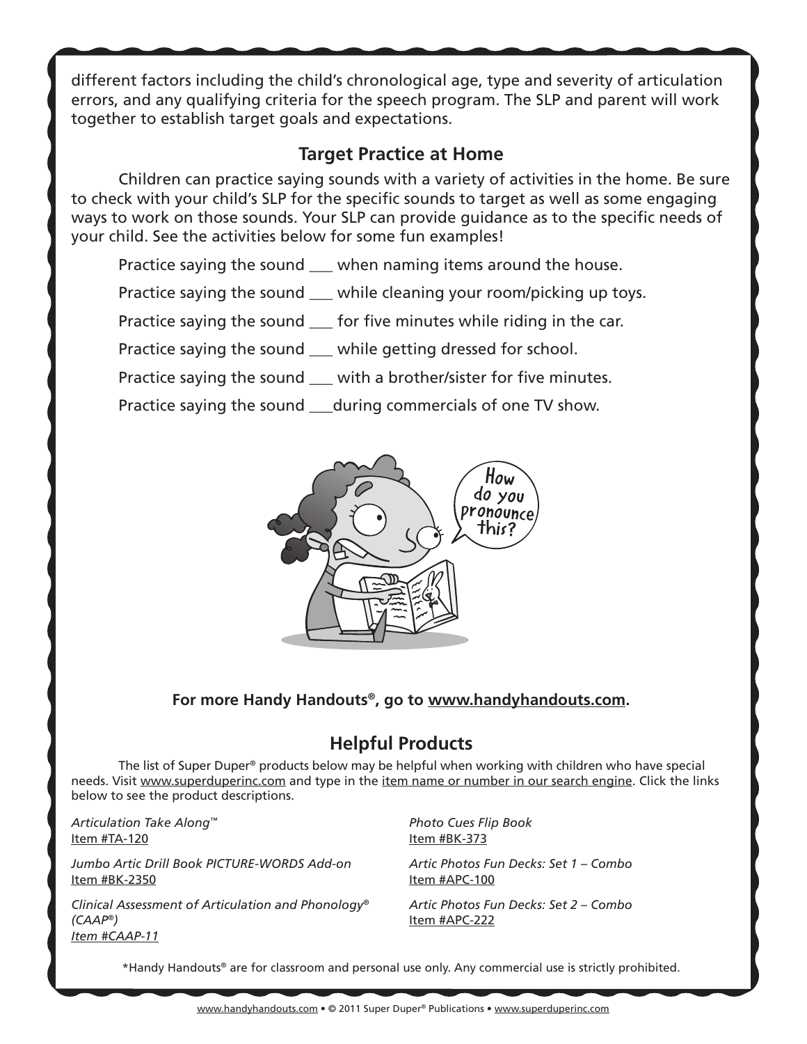different factors including the child's chronological age, type and severity of articulation errors, and any qualifying criteria for the speech program. The SLP and parent will work together to establish target goals and expectations.

## Target Practice at Home

Children can practice saying sounds with a variety of activities in the home. Be sure to check with your child's SLP for the specific sounds to target as well as some engaging ways to work on those sounds. Your SLP can provide guidance as to the specific needs of your child. See the activities below for some fun examples!

Practice saying the sound ___ when naming items around the house.

Practice saying the sound ___ while cleaning your room/picking up toys.

Practice saying the sound ___ for five minutes while riding in the car.

Practice saying the sound ___ while getting dressed for school.

Practice saying the sound ___ with a brother/sister for five minutes.

Practice saying the sound ___during commercials of one TV show.

**For more Handy Handouts®, go to www.handyhandouts.com.**

## Helpful Products

The list of Super Duper® products below may be helpful when working with children who have special needs. Visit www.superduperinc.com and type in the item name or number in our search engine. Click the links below to see the product descriptions.

*Articulation Take Along™*
Item #TA-120

*Jumbo Artic Drill Book PICTURE-WORDS Add-on*
Item #BK-2350

*Clinical Assessment of Articulation and Phonology® (CAAP®)*
*Item #CAAP-11*

*Photo Cues Flip Book*
Item #BK-373

*Artic Photos Fun Decks: Set 1 – Combo*
Item #APC-100

*Artic Photos Fun Decks: Set 2 – Combo*
Item #APC-222

*Handy Handouts® are for classroom and personal use only. Any commercial use is strictly prohibited.